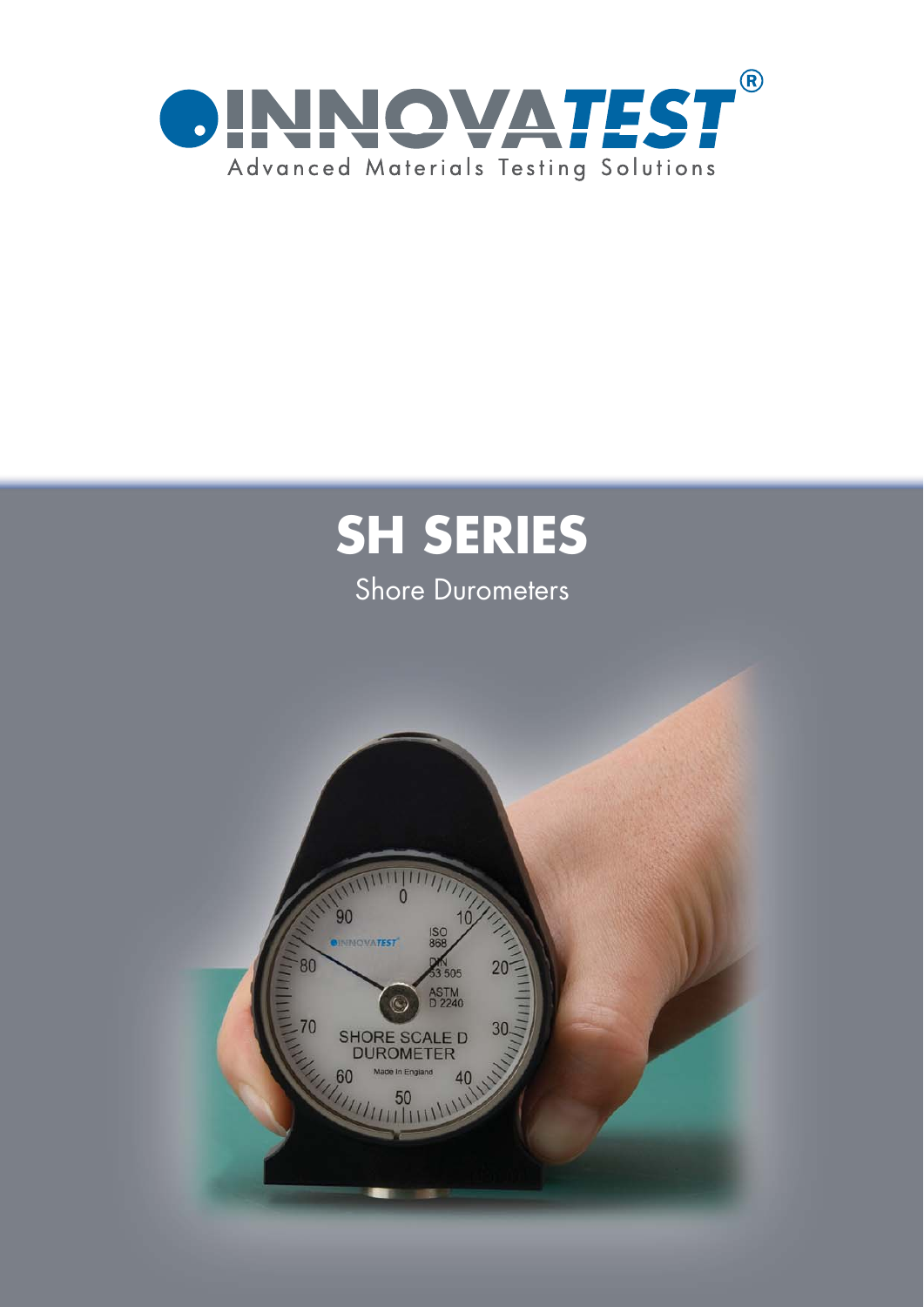INNOVATEST®

Advanced Materials Testing Solutions

# SH SERIES

Shore Durometers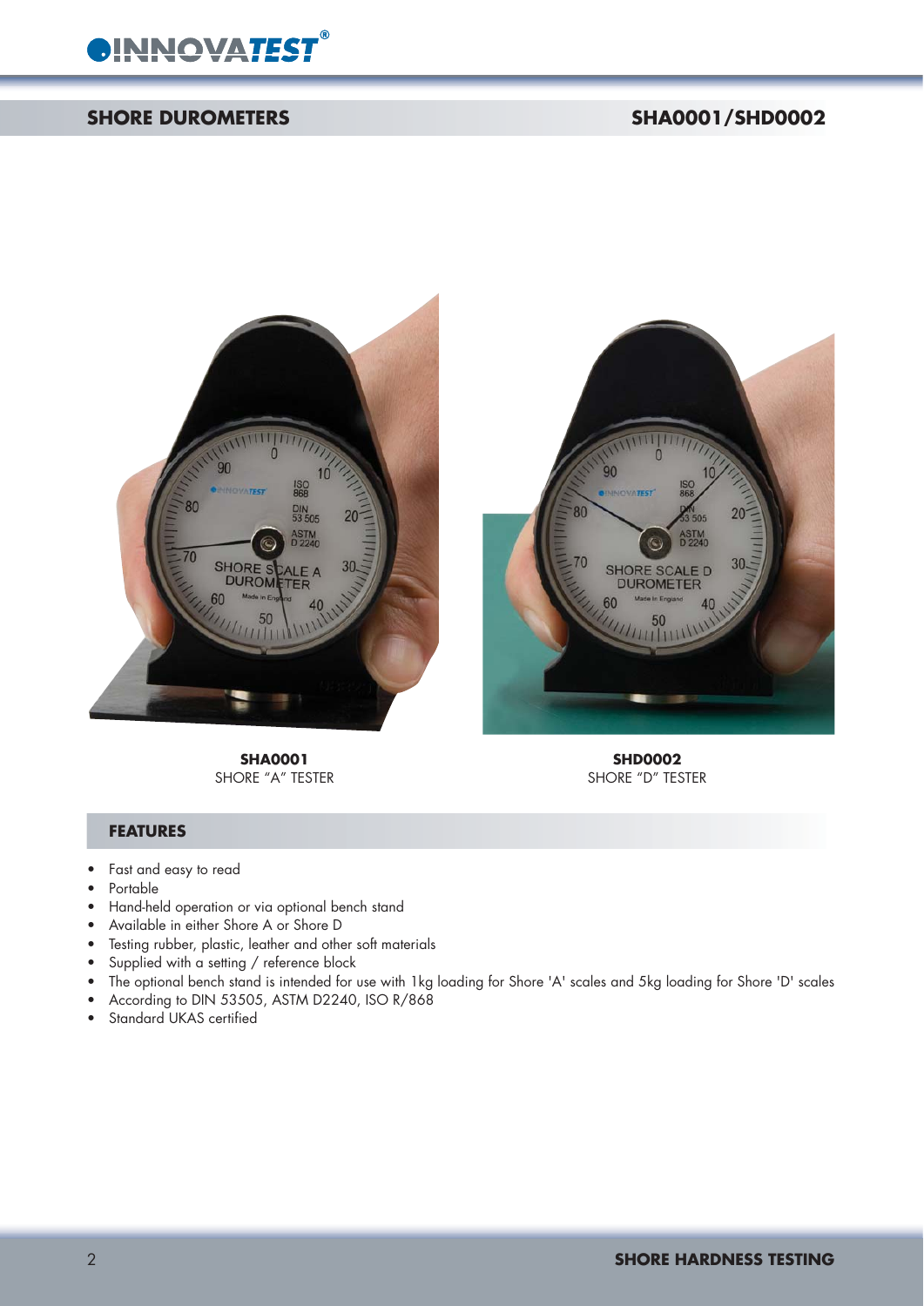## SHORE DUROMETERS

## SHA0001/SHD0002

**SHA0001**
SHORE "A" TESTER

**SHD0002**
SHORE "D" TESTER

### FEATURES

- Fast and easy to read
- Portable
- Hand-held operation or via optional bench stand
- Available in either Shore A or Shore D
- Testing rubber, plastic, leather and other soft materials
- Supplied with a setting / reference block
- The optional bench stand is intended for use with 1kg loading for Shore 'A' scales and 5kg loading for Shore 'D' scales
- According to DIN 53505, ASTM D2240, ISO R/868
- Standard UKAS certified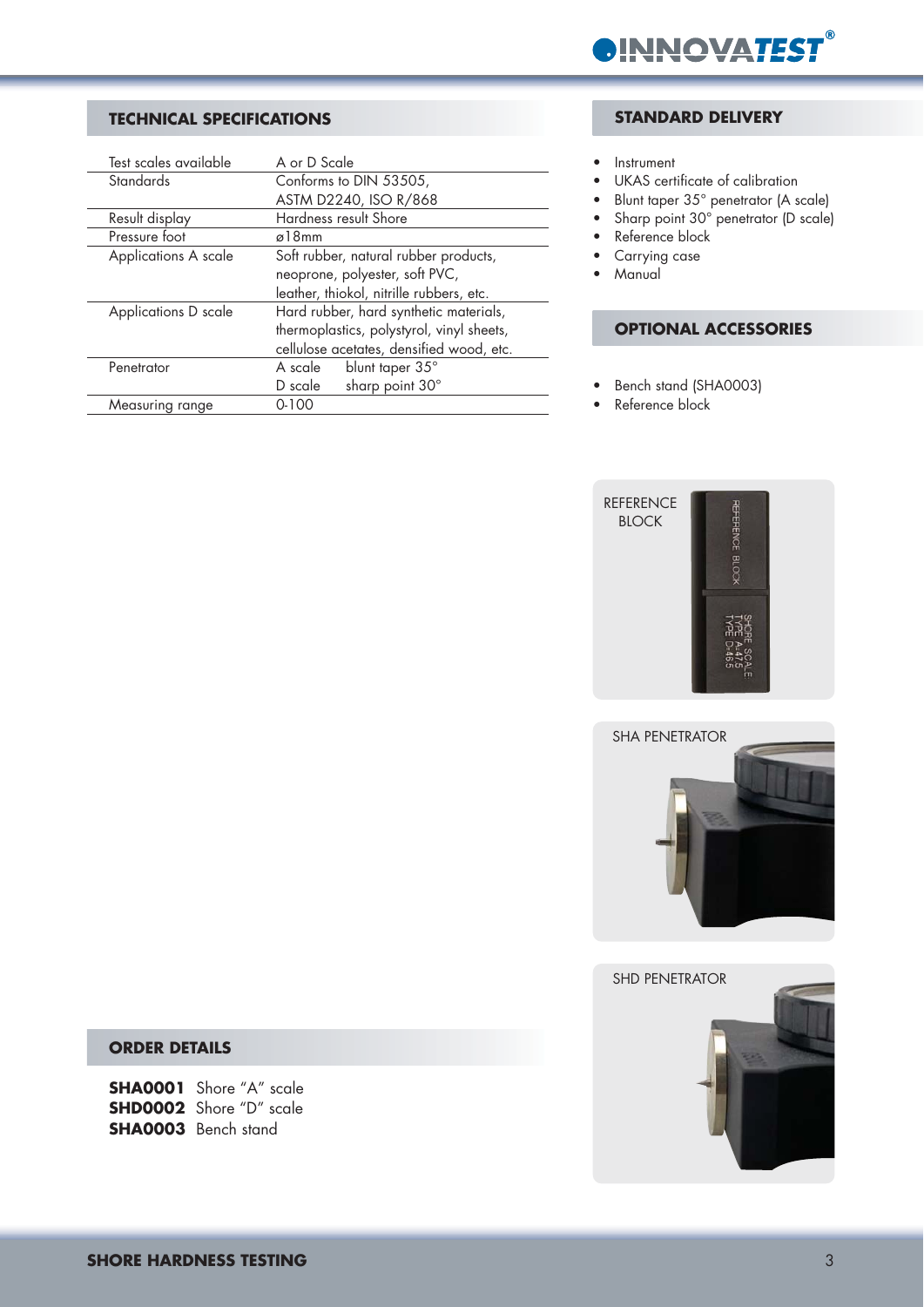## TECHNICAL SPECIFICATIONS

| | |
|---|---|
| Test scales available | A or D Scale |
| Standards | Conforms to DIN 53505, ASTM D2240, ISO R/868 |
| Result display | Hardness result Shore |
| Pressure foot | ø18mm |
| Applications A scale | Soft rubber, natural rubber products, neoprone, polyester, soft PVC, leather, thiokol, nitrille rubbers, etc. |
| Applications D scale | Hard rubber, hard synthetic materials, thermoplastics, polystyrol, vinyl sheets, cellulose acetates, densified wood, etc. |
| Penetrator | A scale blunt taper 35° <br> D scale sharp point 30° |
| Measuring range | 0-100 |

## STANDARD DELIVERY

- Instrument
- UKAS certificate of calibration
- Blunt taper 35° penetrator (A scale)
- Sharp point 30° penetrator (D scale)
- Reference block
- Carrying case
- Manual

## OPTIONAL ACCESSORIES

- Bench stand (SHA0003)
- Reference block

REFERENCE BLOCK

SHA PENETRATOR

SHD PENETRATOR

## ORDER DETAILS

**SHA0001** Shore "A" scale
**SHD0002** Shore "D" scale
**SHA0003** Bench stand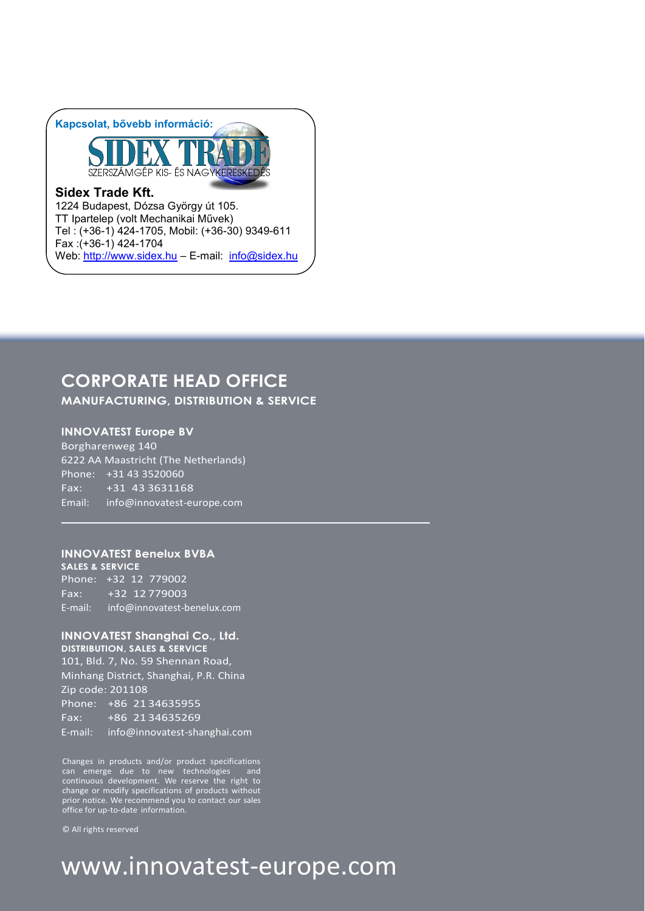**Kapcsolat, bővebb információ:**

SIDEX TRADE
SZERSZÁMGÉP KIS- ÉS NAGYKERESKEDÉS

**Sidex Trade Kft.**
1224 Budapest, Dózsa György út 105.
TT Ipartelep (volt Mechanikai Művek)
Tel : (+36-1) 424-1705, Mobil: (+36-30) 9349-611
Fax :(+36-1) 424-1704
Web: http://www.sidex.hu – E-mail: info@sidex.hu

# CORPORATE HEAD OFFICE

## MANUFACTURING, DISTRIBUTION & SERVICE

### INNOVATEST Europe BV

Borgharenweg 140
6222 AA Maastricht (The Netherlands)
Phone: +31 43 3520060
Fax: +31 43 3631168
Email: info@innovatest-europe.com

---

### INNOVATEST Benelux BVBA

**SALES & SERVICE**
Phone: +32 12 779002
Fax: +32 12 779003
E-mail: info@innovatest-benelux.com

### INNOVATEST Shanghai Co., Ltd.

**DISTRIBUTION, SALES & SERVICE**
101, Bld. 7, No. 59 Shennan Road,
Minhang District, Shanghai, P.R. China
Zip code: 201108
Phone: +86 21 34635955
Fax: +86 21 34635269
E-mail: info@innovatest-shanghai.com

Changes in products and/or product specifications can emerge due to new technologies and continuous development. We reserve the right to change or modify specifications of products without prior notice. We recommend you to contact our sales office for up-to-date information.

© All rights reserved

www.innovatest-europe.com